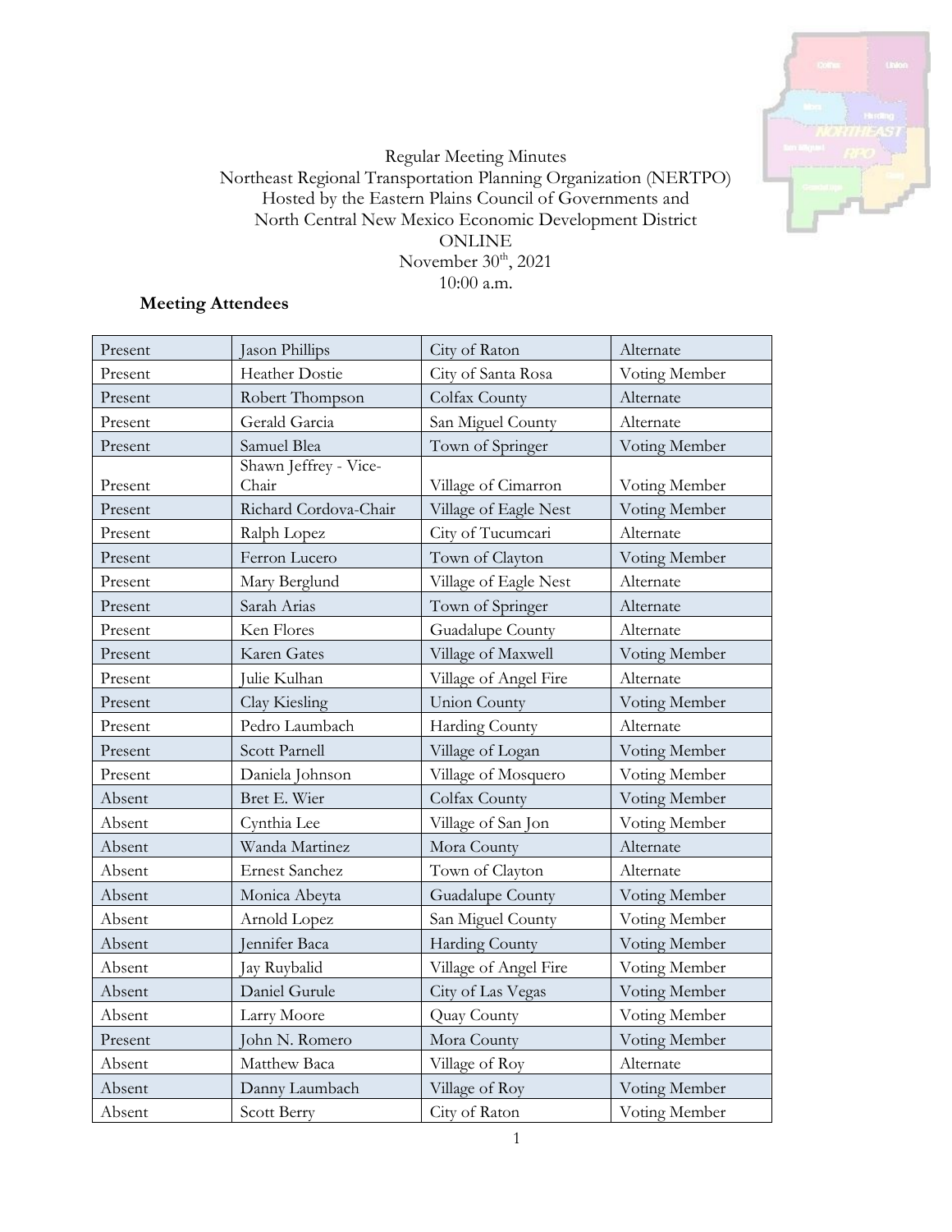Regular Meeting Minutes
Northeast Regional Transportation Planning Organization (NERTPO)
Hosted by the Eastern Plains Council of Governments and
North Central New Mexico Economic Development District
ONLINE
November 30th, 2021
10:00 a.m.

**Meeting Attendees**

| | | | |
|---|---|---|---|
| Present | Jason Phillips | City of Raton | Alternate |
| Present | Heather Dostie | City of Santa Rosa | Voting Member |
| Present | Robert Thompson | Colfax County | Alternate |
| Present | Gerald Garcia | San Miguel County | Alternate |
| Present | Samuel Blea | Town of Springer | Voting Member |
| Present | Shawn Jeffrey - Vice-Chair | Village of Cimarron | Voting Member |
| Present | Richard Cordova-Chair | Village of Eagle Nest | Voting Member |
| Present | Ralph Lopez | City of Tucumcari | Alternate |
| Present | Ferron Lucero | Town of Clayton | Voting Member |
| Present | Mary Berglund | Village of Eagle Nest | Alternate |
| Present | Sarah Arias | Town of Springer | Alternate |
| Present | Ken Flores | Guadalupe County | Alternate |
| Present | Karen Gates | Village of Maxwell | Voting Member |
| Present | Julie Kulhan | Village of Angel Fire | Alternate |
| Present | Clay Kiesling | Union County | Voting Member |
| Present | Pedro Laumbach | Harding County | Alternate |
| Present | Scott Parnell | Village of Logan | Voting Member |
| Present | Daniela Johnson | Village of Mosquero | Voting Member |
| Absent | Bret E. Wier | Colfax County | Voting Member |
| Absent | Cynthia Lee | Village of San Jon | Voting Member |
| Absent | Wanda Martinez | Mora County | Alternate |
| Absent | Ernest Sanchez | Town of Clayton | Alternate |
| Absent | Monica Abeyta | Guadalupe County | Voting Member |
| Absent | Arnold Lopez | San Miguel County | Voting Member |
| Absent | Jennifer Baca | Harding County | Voting Member |
| Absent | Jay Ruybalid | Village of Angel Fire | Voting Member |
| Absent | Daniel Gurule | City of Las Vegas | Voting Member |
| Absent | Larry Moore | Quay County | Voting Member |
| Present | John N. Romero | Mora County | Voting Member |
| Absent | Matthew Baca | Village of Roy | Alternate |
| Absent | Danny Laumbach | Village of Roy | Voting Member |
| Absent | Scott Berry | City of Raton | Voting Member |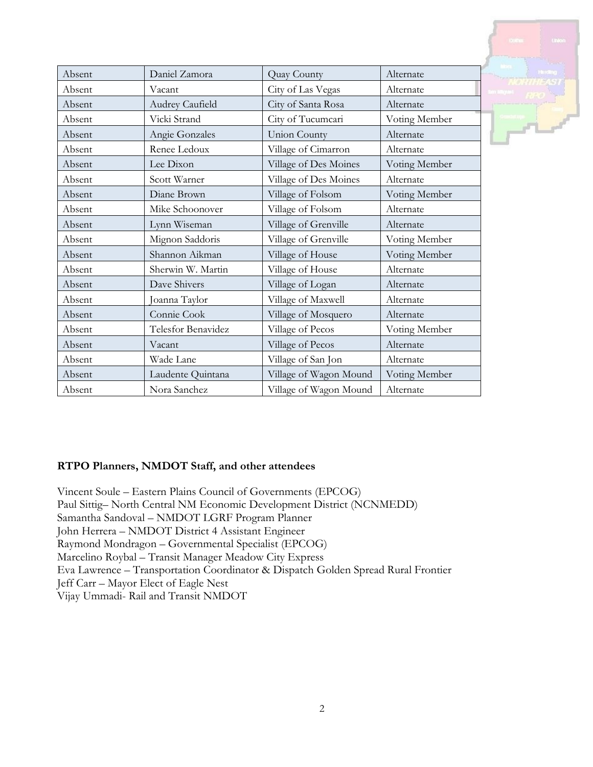| Absent | Daniel Zamora | Quay County | Alternate |
|---|---|---|---|
| Absent | Vacant | City of Las Vegas | Alternate |
| Absent | Audrey Caufield | City of Santa Rosa | Alternate |
| Absent | Vicki Strand | City of Tucumcari | Voting Member |
| Absent | Angie Gonzales | Union County | Alternate |
| Absent | Renee Ledoux | Village of Cimarron | Alternate |
| Absent | Lee Dixon | Village of Des Moines | Voting Member |
| Absent | Scott Warner | Village of Des Moines | Alternate |
| Absent | Diane Brown | Village of Folsom | Voting Member |
| Absent | Mike Schoonover | Village of Folsom | Alternate |
| Absent | Lynn Wiseman | Village of Grenville | Alternate |
| Absent | Mignon Saddoris | Village of Grenville | Voting Member |
| Absent | Shannon Aikman | Village of House | Voting Member |
| Absent | Sherwin W. Martin | Village of House | Alternate |
| Absent | Dave Shivers | Village of Logan | Alternate |
| Absent | Joanna Taylor | Village of Maxwell | Alternate |
| Absent | Connie Cook | Village of Mosquero | Alternate |
| Absent | Telesfor Benavidez | Village of Pecos | Voting Member |
| Absent | Vacant | Village of Pecos | Alternate |
| Absent | Wade Lane | Village of San Jon | Alternate |
| Absent | Laudente Quintana | Village of Wagon Mound | Voting Member |
| Absent | Nora Sanchez | Village of Wagon Mound | Alternate |

**RTPO Planners, NMDOT Staff, and other attendees**

Vincent Soule – Eastern Plains Council of Governments (EPCOG)
Paul Sittig– North Central NM Economic Development District (NCNMEDD)
Samantha Sandoval – NMDOT LGRF Program Planner
John Herrera – NMDOT District 4 Assistant Engineer
Raymond Mondragon – Governmental Specialist (EPCOG)
Marcelino Roybal – Transit Manager Meadow City Express
Eva Lawrence – Transportation Coordinator & Dispatch Golden Spread Rural Frontier
Jeff Carr – Mayor Elect of Eagle Nest
Vijay Ummadi- Rail and Transit NMDOT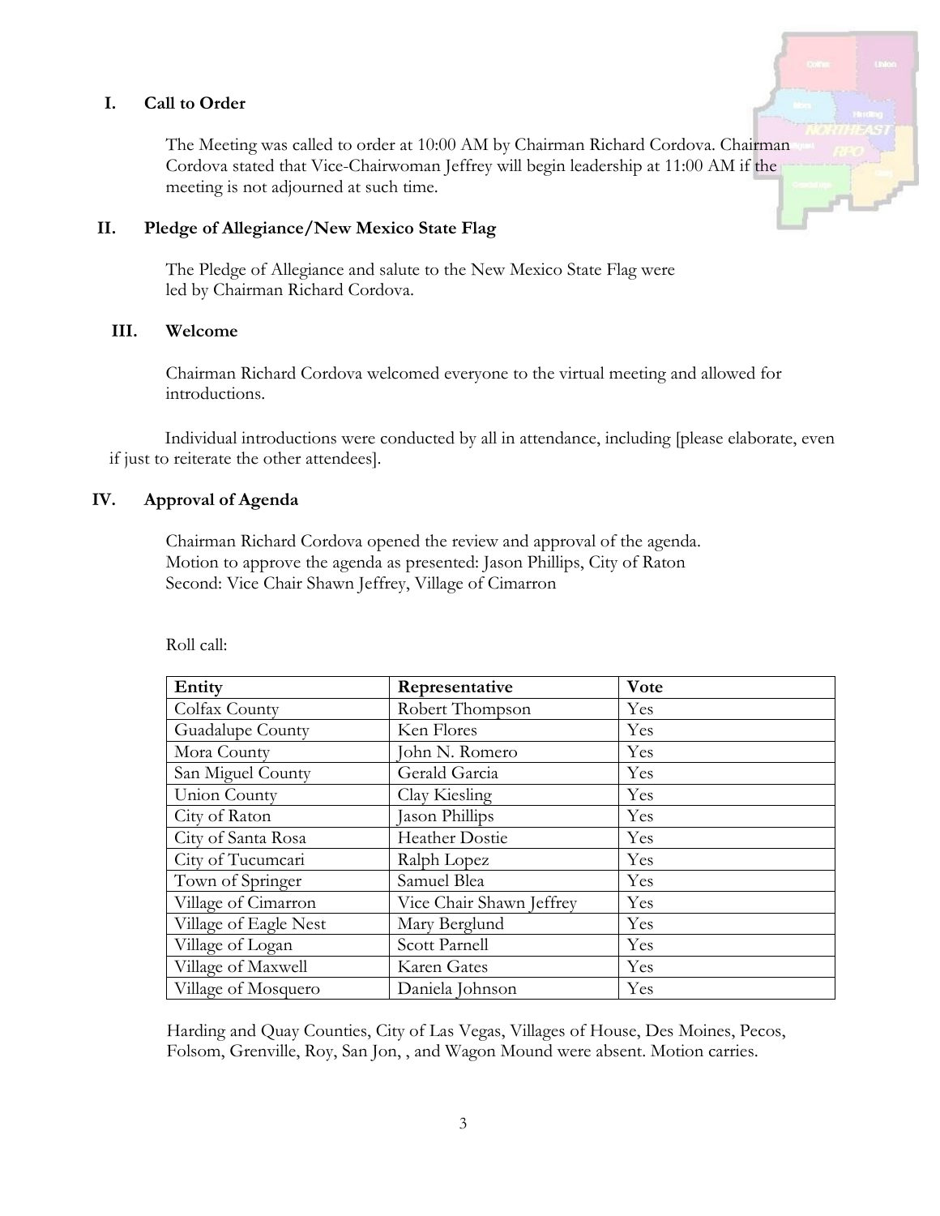## I. Call to Order

The Meeting was called to order at 10:00 AM by Chairman Richard Cordova. Chairman Cordova stated that Vice-Chairwoman Jeffrey will begin leadership at 11:00 AM if the meeting is not adjourned at such time.

## II. Pledge of Allegiance/New Mexico State Flag

The Pledge of Allegiance and salute to the New Mexico State Flag were led by Chairman Richard Cordova.

## III. Welcome

Chairman Richard Cordova welcomed everyone to the virtual meeting and allowed for introductions.

Individual introductions were conducted by all in attendance, including [please elaborate, even if just to reiterate the other attendees].

## IV. Approval of Agenda

Chairman Richard Cordova opened the review and approval of the agenda.
Motion to approve the agenda as presented: Jason Phillips, City of Raton
Second: Vice Chair Shawn Jeffrey, Village of Cimarron

Roll call:

| Entity | Representative | Vote |
|---|---|---|
| Colfax County | Robert Thompson | Yes |
| Guadalupe County | Ken Flores | Yes |
| Mora County | John N. Romero | Yes |
| San Miguel County | Gerald Garcia | Yes |
| Union County | Clay Kiesling | Yes |
| City of Raton | Jason Phillips | Yes |
| City of Santa Rosa | Heather Dostie | Yes |
| City of Tucumcari | Ralph Lopez | Yes |
| Town of Springer | Samuel Blea | Yes |
| Village of Cimarron | Vice Chair Shawn Jeffrey | Yes |
| Village of Eagle Nest | Mary Berglund | Yes |
| Village of Logan | Scott Parnell | Yes |
| Village of Maxwell | Karen Gates | Yes |
| Village of Mosquero | Daniela Johnson | Yes |

Harding and Quay Counties, City of Las Vegas, Villages of House, Des Moines, Pecos, Folsom, Grenville, Roy, San Jon, , and Wagon Mound were absent. Motion carries.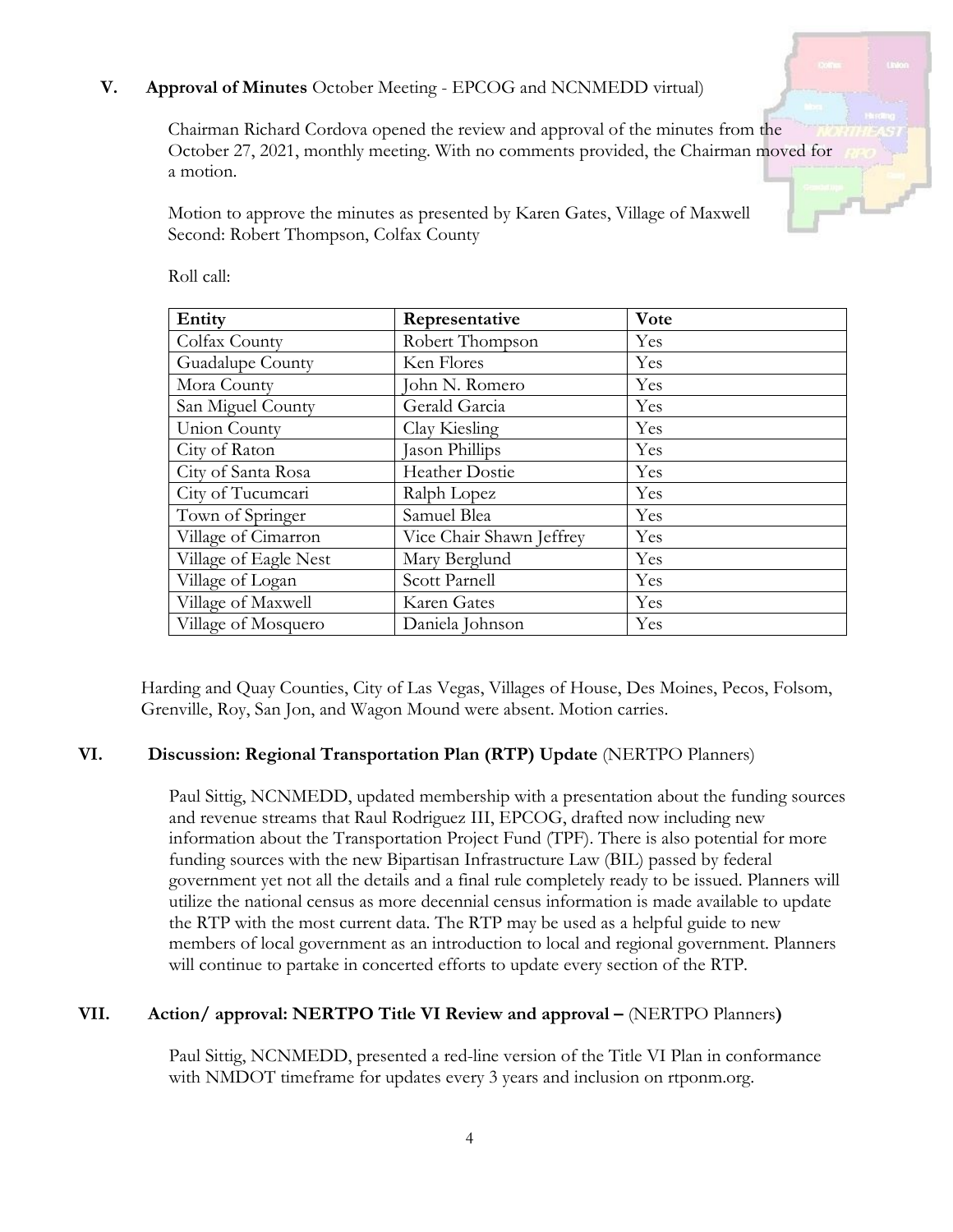## V. Approval of Minutes October Meeting - EPCOG and NCNMEDD virtual)

Chairman Richard Cordova opened the review and approval of the minutes from the October 27, 2021, monthly meeting. With no comments provided, the Chairman moved for a motion.

Motion to approve the minutes as presented by Karen Gates, Village of Maxwell
Second: Robert Thompson, Colfax County

Roll call:

| Entity | Representative | Vote |
|---|---|---|
| Colfax County | Robert Thompson | Yes |
| Guadalupe County | Ken Flores | Yes |
| Mora County | John N. Romero | Yes |
| San Miguel County | Gerald Garcia | Yes |
| Union County | Clay Kiesling | Yes |
| City of Raton | Jason Phillips | Yes |
| City of Santa Rosa | Heather Dostie | Yes |
| City of Tucumcari | Ralph Lopez | Yes |
| Town of Springer | Samuel Blea | Yes |
| Village of Cimarron | Vice Chair Shawn Jeffrey | Yes |
| Village of Eagle Nest | Mary Berglund | Yes |
| Village of Logan | Scott Parnell | Yes |
| Village of Maxwell | Karen Gates | Yes |
| Village of Mosquero | Daniela Johnson | Yes |

Harding and Quay Counties, City of Las Vegas, Villages of House, Des Moines, Pecos, Folsom, Grenville, Roy, San Jon, and Wagon Mound were absent. Motion carries.

## VI. Discussion: Regional Transportation Plan (RTP) Update (NERTPO Planners)

Paul Sittig, NCNMEDD, updated membership with a presentation about the funding sources and revenue streams that Raul Rodriguez III, EPCOG, drafted now including new information about the Transportation Project Fund (TPF). There is also potential for more funding sources with the new Bipartisan Infrastructure Law (BIL) passed by federal government yet not all the details and a final rule completely ready to be issued. Planners will utilize the national census as more decennial census information is made available to update the RTP with the most current data. The RTP may be used as a helpful guide to new members of local government as an introduction to local and regional government. Planners will continue to partake in concerted efforts to update every section of the RTP.

## VII. Action/ approval: NERTPO Title VI Review and approval – (NERTPO Planners)

Paul Sittig, NCNMEDD, presented a red-line version of the Title VI Plan in conformance with NMDOT timeframe for updates every 3 years and inclusion on rtponm.org.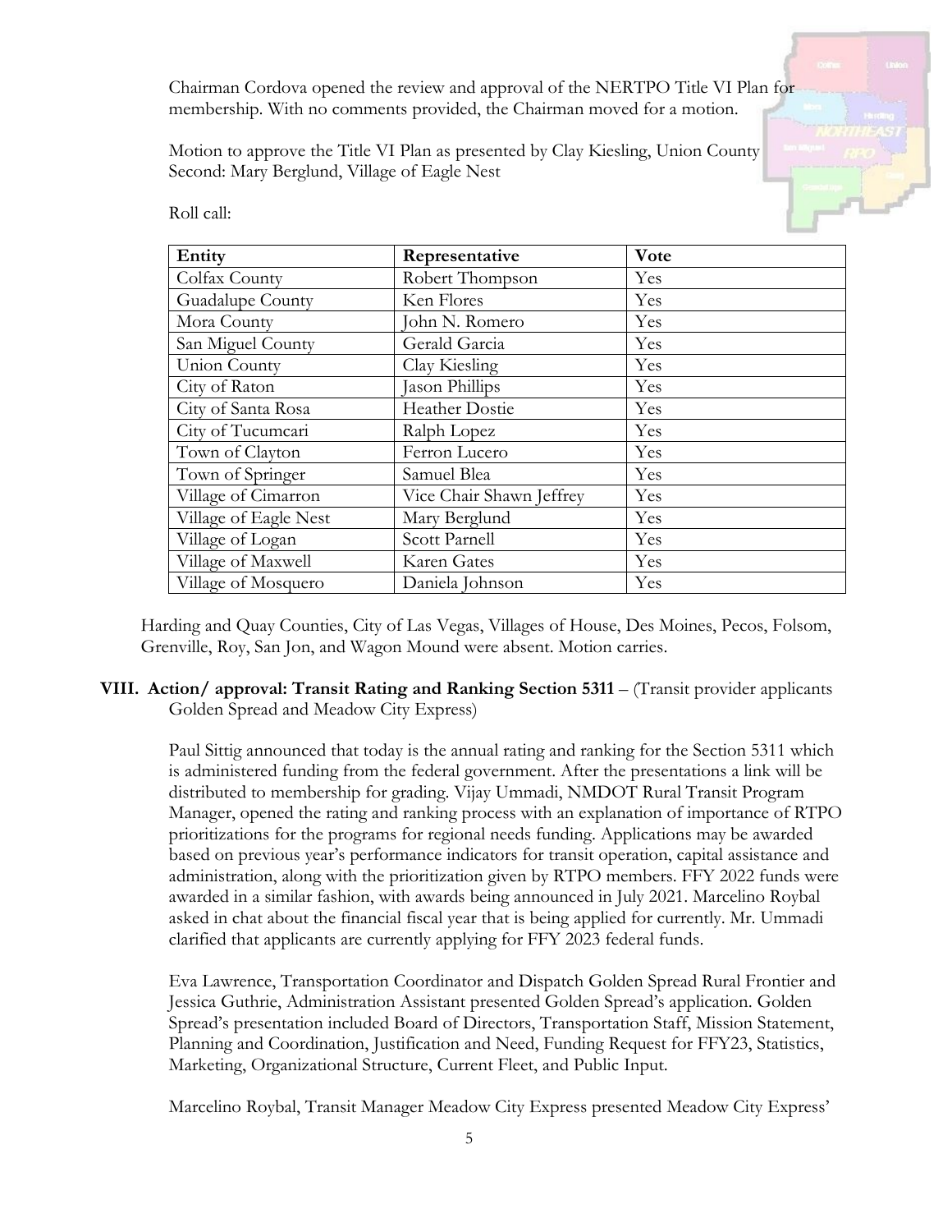Chairman Cordova opened the review and approval of the NERTPO Title VI Plan for membership. With no comments provided, the Chairman moved for a motion.

Motion to approve the Title VI Plan as presented by Clay Kiesling, Union County
Second: Mary Berglund, Village of Eagle Nest

Roll call:

| Entity | Representative | Vote |
|---|---|---|
| Colfax County | Robert Thompson | Yes |
| Guadalupe County | Ken Flores | Yes |
| Mora County | John N. Romero | Yes |
| San Miguel County | Gerald Garcia | Yes |
| Union County | Clay Kiesling | Yes |
| City of Raton | Jason Phillips | Yes |
| City of Santa Rosa | Heather Dostie | Yes |
| City of Tucumcari | Ralph Lopez | Yes |
| Town of Clayton | Ferron Lucero | Yes |
| Town of Springer | Samuel Blea | Yes |
| Village of Cimarron | Vice Chair Shawn Jeffrey | Yes |
| Village of Eagle Nest | Mary Berglund | Yes |
| Village of Logan | Scott Parnell | Yes |
| Village of Maxwell | Karen Gates | Yes |
| Village of Mosquero | Daniela Johnson | Yes |

Harding and Quay Counties, City of Las Vegas, Villages of House, Des Moines, Pecos, Folsom, Grenville, Roy, San Jon, and Wagon Mound were absent. Motion carries.

**VIII. Action/ approval: Transit Rating and Ranking Section 5311** – (Transit provider applicants Golden Spread and Meadow City Express)

Paul Sittig announced that today is the annual rating and ranking for the Section 5311 which is administered funding from the federal government. After the presentations a link will be distributed to membership for grading. Vijay Ummadi, NMDOT Rural Transit Program Manager, opened the rating and ranking process with an explanation of importance of RTPO prioritizations for the programs for regional needs funding. Applications may be awarded based on previous year's performance indicators for transit operation, capital assistance and administration, along with the prioritization given by RTPO members. FFY 2022 funds were awarded in a similar fashion, with awards being announced in July 2021. Marcelino Roybal asked in chat about the financial fiscal year that is being applied for currently. Mr. Ummadi clarified that applicants are currently applying for FFY 2023 federal funds.

Eva Lawrence, Transportation Coordinator and Dispatch Golden Spread Rural Frontier and Jessica Guthrie, Administration Assistant presented Golden Spread's application. Golden Spread's presentation included Board of Directors, Transportation Staff, Mission Statement, Planning and Coordination, Justification and Need, Funding Request for FFY23, Statistics, Marketing, Organizational Structure, Current Fleet, and Public Input.

Marcelino Roybal, Transit Manager Meadow City Express presented Meadow City Express'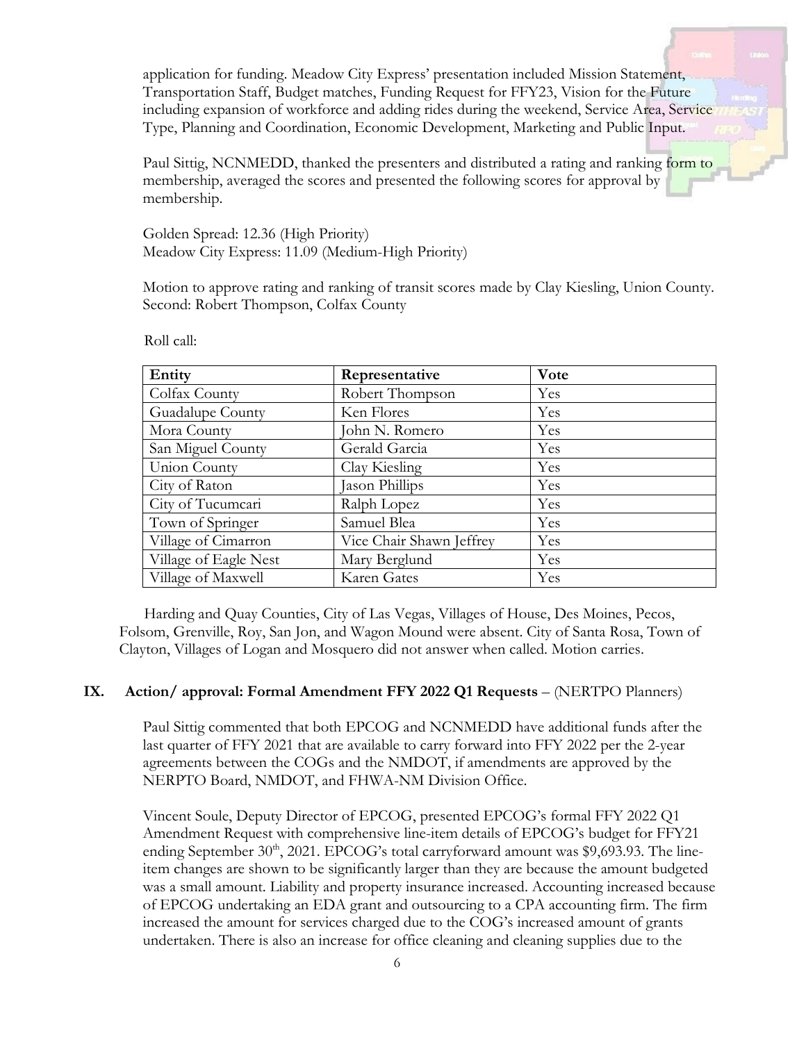application for funding. Meadow City Express' presentation included Mission Statement, Transportation Staff, Budget matches, Funding Request for FFY23, Vision for the Future including expansion of workforce and adding rides during the weekend, Service Area, Service Type, Planning and Coordination, Economic Development, Marketing and Public Input.

Paul Sittig, NCNMEDD, thanked the presenters and distributed a rating and ranking form to membership, averaged the scores and presented the following scores for approval by membership.

Golden Spread: 12.36 (High Priority)
Meadow City Express: 11.09 (Medium-High Priority)

Motion to approve rating and ranking of transit scores made by Clay Kiesling, Union County.
Second: Robert Thompson, Colfax County

Roll call:

| Entity | Representative | Vote |
|---|---|---|
| Colfax County | Robert Thompson | Yes |
| Guadalupe County | Ken Flores | Yes |
| Mora County | John N. Romero | Yes |
| San Miguel County | Gerald Garcia | Yes |
| Union County | Clay Kiesling | Yes |
| City of Raton | Jason Phillips | Yes |
| City of Tucumcari | Ralph Lopez | Yes |
| Town of Springer | Samuel Blea | Yes |
| Village of Cimarron | Vice Chair Shawn Jeffrey | Yes |
| Village of Eagle Nest | Mary Berglund | Yes |
| Village of Maxwell | Karen Gates | Yes |

Harding and Quay Counties, City of Las Vegas, Villages of House, Des Moines, Pecos, Folsom, Grenville, Roy, San Jon, and Wagon Mound were absent. City of Santa Rosa, Town of Clayton, Villages of Logan and Mosquero did not answer when called. Motion carries.

## IX. Action/ approval: Formal Amendment FFY 2022 Q1 Requests – (NERTPO Planners)

Paul Sittig commented that both EPCOG and NCNMEDD have additional funds after the last quarter of FFY 2021 that are available to carry forward into FFY 2022 per the 2-year agreements between the COGs and the NMDOT, if amendments are approved by the NERPTO Board, NMDOT, and FHWA-NM Division Office.

Vincent Soule, Deputy Director of EPCOG, presented EPCOG's formal FFY 2022 Q1 Amendment Request with comprehensive line-item details of EPCOG's budget for FFY21 ending September 30th, 2021. EPCOG's total carryforward amount was $9,693.93. The line-item changes are shown to be significantly larger than they are because the amount budgeted was a small amount. Liability and property insurance increased. Accounting increased because of EPCOG undertaking an EDA grant and outsourcing to a CPA accounting firm. The firm increased the amount for services charged due to the COG's increased amount of grants undertaken. There is also an increase for office cleaning and cleaning supplies due to the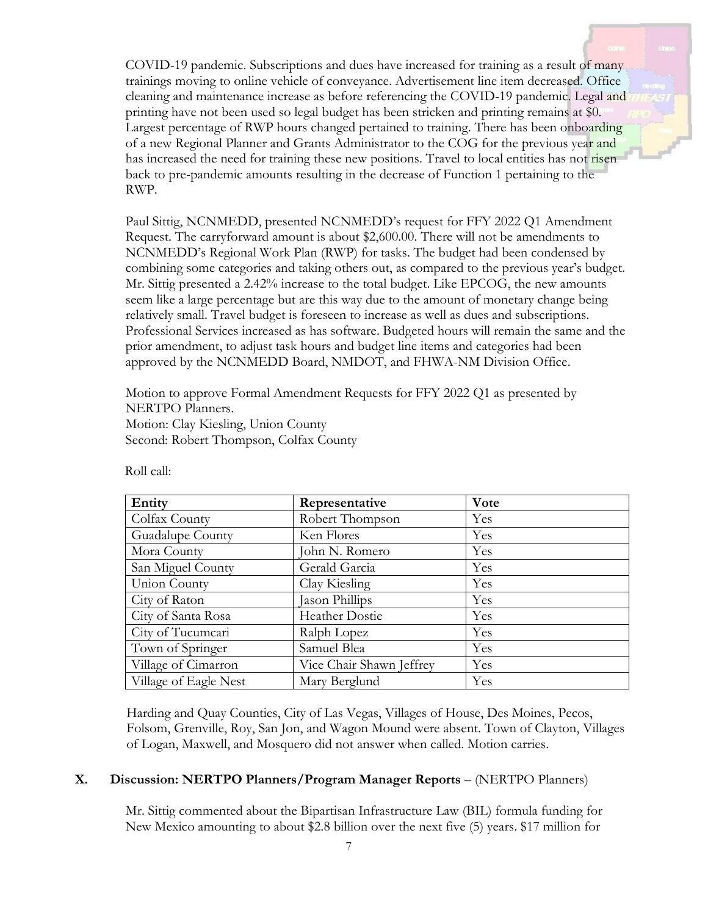COVID-19 pandemic. Subscriptions and dues have increased for training as a result of many trainings moving to online vehicle of conveyance. Advertisement line item decreased. Office cleaning and maintenance increase as before referencing the COVID-19 pandemic. Legal and printing have not been used so legal budget has been stricken and printing remains at $0. Largest percentage of RWP hours changed pertained to training. There has been onboarding of a new Regional Planner and Grants Administrator to the COG for the previous year and has increased the need for training these new positions. Travel to local entities has not risen back to pre-pandemic amounts resulting in the decrease of Function 1 pertaining to the RWP.

Paul Sittig, NCNMEDD, presented NCNMEDD's request for FFY 2022 Q1 Amendment Request. The carryforward amount is about $2,600.00. There will not be amendments to NCNMEDD's Regional Work Plan (RWP) for tasks. The budget had been condensed by combining some categories and taking others out, as compared to the previous year's budget. Mr. Sittig presented a 2.42% increase to the total budget. Like EPCOG, the new amounts seem like a large percentage but are this way due to the amount of monetary change being relatively small. Travel budget is foreseen to increase as well as dues and subscriptions. Professional Services increased as has software. Budgeted hours will remain the same and the prior amendment, to adjust task hours and budget line items and categories had been approved by the NCNMEDD Board, NMDOT, and FHWA-NM Division Office.

Motion to approve Formal Amendment Requests for FFY 2022 Q1 as presented by NERTPO Planners.
Motion: Clay Kiesling, Union County
Second: Robert Thompson, Colfax County

Roll call:

| Entity | Representative | Vote |
|---|---|---|
| Colfax County | Robert Thompson | Yes |
| Guadalupe County | Ken Flores | Yes |
| Mora County | John N. Romero | Yes |
| San Miguel County | Gerald Garcia | Yes |
| Union County | Clay Kiesling | Yes |
| City of Raton | Jason Phillips | Yes |
| City of Santa Rosa | Heather Dostie | Yes |
| City of Tucumcari | Ralph Lopez | Yes |
| Town of Springer | Samuel Blea | Yes |
| Village of Cimarron | Vice Chair Shawn Jeffrey | Yes |
| Village of Eagle Nest | Mary Berglund | Yes |

Harding and Quay Counties, City of Las Vegas, Villages of House, Des Moines, Pecos, Folsom, Grenville, Roy, San Jon, and Wagon Mound were absent. Town of Clayton, Villages of Logan, Maxwell, and Mosquero did not answer when called. Motion carries.

## X. Discussion: NERTPO Planners/Program Manager Reports – (NERTPO Planners)

Mr. Sittig commented about the Bipartisan Infrastructure Law (BIL) formula funding for New Mexico amounting to about $2.8 billion over the next five (5) years. $17 million for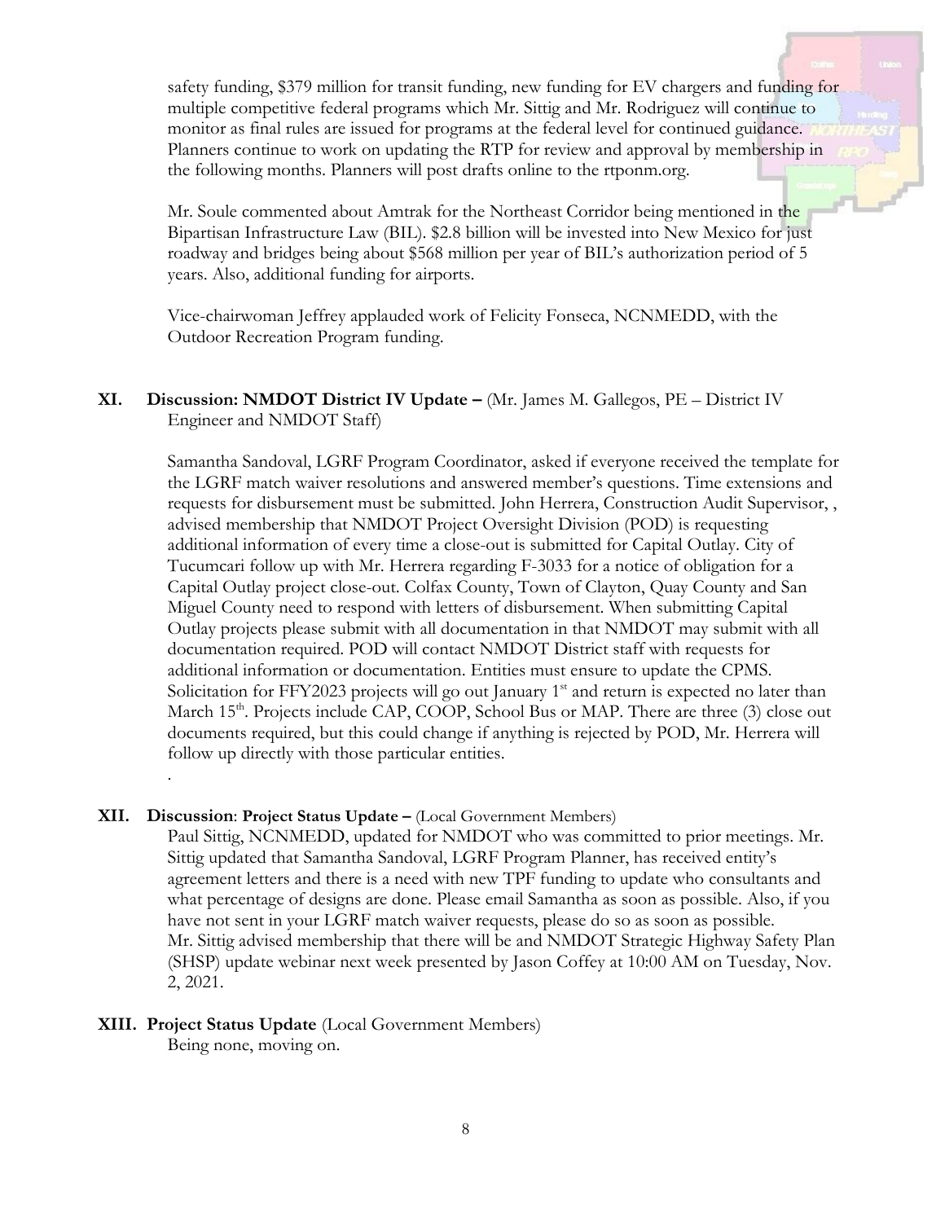safety funding, $379 million for transit funding, new funding for EV chargers and funding for multiple competitive federal programs which Mr. Sittig and Mr. Rodriguez will continue to monitor as final rules are issued for programs at the federal level for continued guidance. Planners continue to work on updating the RTP for review and approval by membership in the following months. Planners will post drafts online to the rtponm.org.

Mr. Soule commented about Amtrak for the Northeast Corridor being mentioned in the Bipartisan Infrastructure Law (BIL). $2.8 billion will be invested into New Mexico for just roadway and bridges being about $568 million per year of BIL's authorization period of 5 years. Also, additional funding for airports.

Vice-chairwoman Jeffrey applauded work of Felicity Fonseca, NCNMEDD, with the Outdoor Recreation Program funding.

**XI. Discussion: NMDOT District IV Update –** (Mr. James M. Gallegos, PE – District IV Engineer and NMDOT Staff)

Samantha Sandoval, LGRF Program Coordinator, asked if everyone received the template for the LGRF match waiver resolutions and answered member's questions. Time extensions and requests for disbursement must be submitted. John Herrera, Construction Audit Supervisor, , advised membership that NMDOT Project Oversight Division (POD) is requesting additional information of every time a close-out is submitted for Capital Outlay. City of Tucumcari follow up with Mr. Herrera regarding F-3033 for a notice of obligation for a Capital Outlay project close-out. Colfax County, Town of Clayton, Quay County and San Miguel County need to respond with letters of disbursement. When submitting Capital Outlay projects please submit with all documentation in that NMDOT may submit with all documentation required. POD will contact NMDOT District staff with requests for additional information or documentation. Entities must ensure to update the CPMS. Solicitation for FFY2023 projects will go out January 1st and return is expected no later than March 15th. Projects include CAP, COOP, School Bus or MAP. There are three (3) close out documents required, but this could change if anything is rejected by POD, Mr. Herrera will follow up directly with those particular entities.

.

**XII. Discussion: Project Status Update –** (Local Government Members)

Paul Sittig, NCNMEDD, updated for NMDOT who was committed to prior meetings. Mr. Sittig updated that Samantha Sandoval, LGRF Program Planner, has received entity's agreement letters and there is a need with new TPF funding to update who consultants and what percentage of designs are done. Please email Samantha as soon as possible. Also, if you have not sent in your LGRF match waiver requests, please do so as soon as possible. Mr. Sittig advised membership that there will be and NMDOT Strategic Highway Safety Plan (SHSP) update webinar next week presented by Jason Coffey at 10:00 AM on Tuesday, Nov. 2, 2021.

**XIII. Project Status Update** (Local Government Members)

Being none, moving on.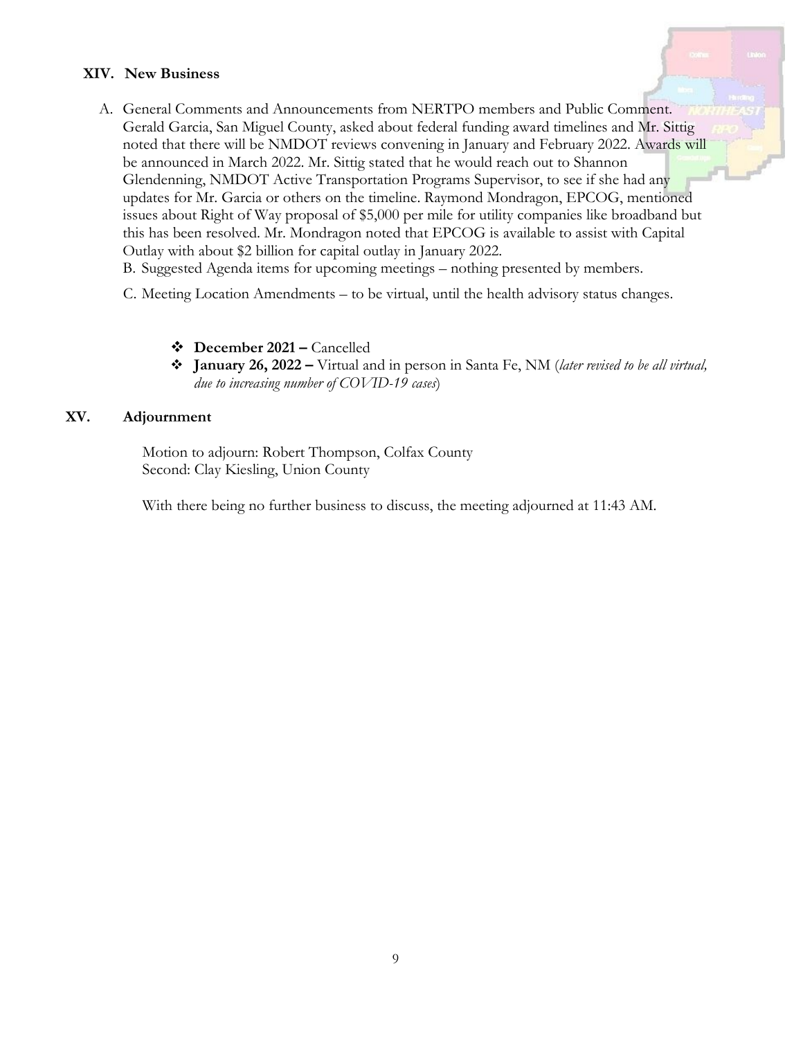## XIV. New Business

A. General Comments and Announcements from NERTPO members and Public Comment. Gerald Garcia, San Miguel County, asked about federal funding award timelines and Mr. Sittig noted that there will be NMDOT reviews convening in January and February 2022. Awards will be announced in March 2022. Mr. Sittig stated that he would reach out to Shannon Glendenning, NMDOT Active Transportation Programs Supervisor, to see if she had any updates for Mr. Garcia or others on the timeline. Raymond Mondragon, EPCOG, mentioned issues about Right of Way proposal of $5,000 per mile for utility companies like broadband but this has been resolved. Mr. Mondragon noted that EPCOG is available to assist with Capital Outlay with about $2 billion for capital outlay in January 2022.

B. Suggested Agenda items for upcoming meetings – nothing presented by members.

C. Meeting Location Amendments – to be virtual, until the health advisory status changes.

- **December 2021 –** Cancelled
- **January 26, 2022 –** Virtual and in person in Santa Fe, NM (*later revised to be all virtual, due to increasing number of COVID-19 cases*)

## XV. Adjournment

Motion to adjourn: Robert Thompson, Colfax County
Second: Clay Kiesling, Union County

With there being no further business to discuss, the meeting adjourned at 11:43 AM.